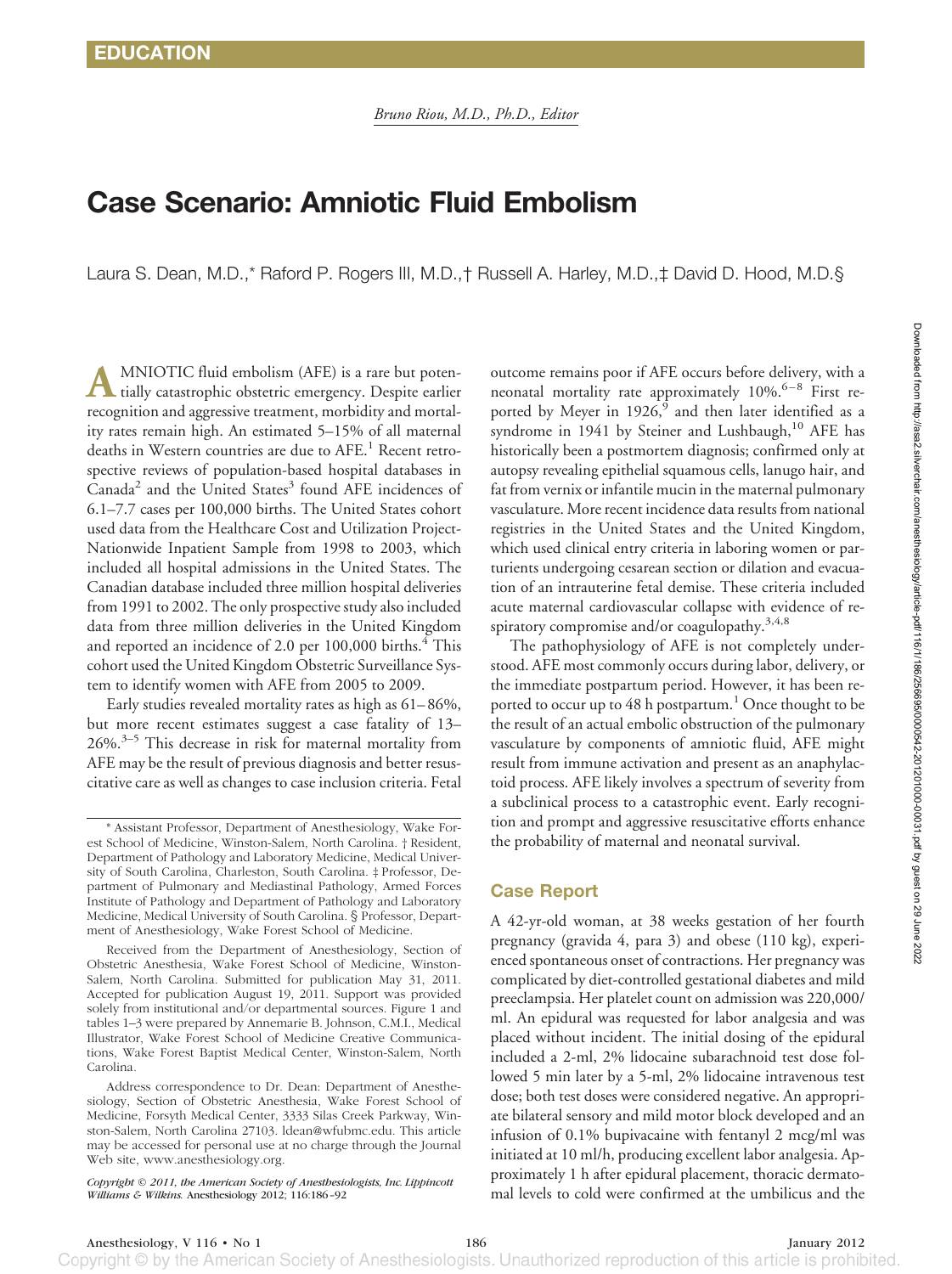EDUCATION

*Bruno Riou, M.D., Ph.D., Editor*

# Case Scenario: Amniotic Fluid Embolism

Laura S. Dean, M.D.,* Raford P. Rogers III, M.D.,† Russell A. Harley, M.D.,‡ David D. Hood, M.D.§

AMNIOTIC fluid embolism (AFE) is a rare but potentially catastrophic obstetric emergency. Despite earlier recognition and aggressive treatment, morbidity and mortality rates remain high. An estimated 5–15% of all maternal deaths in Western countries are due to AFE.[1] Recent retrospective reviews of population-based hospital databases in Canada[2] and the United States[3] found AFE incidences of 6.1–7.7 cases per 100,000 births. The United States cohort used data from the Healthcare Cost and Utilization Project-Nationwide Inpatient Sample from 1998 to 2003, which included all hospital admissions in the United States. The Canadian database included three million hospital deliveries from 1991 to 2002. The only prospective study also included data from three million deliveries in the United Kingdom and reported an incidence of 2.0 per 100,000 births.[4] This cohort used the United Kingdom Obstetric Surveillance System to identify women with AFE from 2005 to 2009.

Early studies revealed mortality rates as high as 61–86%, but more recent estimates suggest a case fatality of 13–26%.[3–5] This decrease in risk for maternal mortality from AFE may be the result of previous diagnosis and better resuscitative care as well as changes to case inclusion criteria. Fetal outcome remains poor if AFE occurs before delivery, with a neonatal mortality rate approximately 10%.[6–8] First reported by Meyer in 1926,[9] and then later identified as a syndrome in 1941 by Steiner and Lushbaugh,[10] AFE has historically been a postmortem diagnosis; confirmed only at autopsy revealing epithelial squamous cells, lanugo hair, and fat from vernix or infantile mucin in the maternal pulmonary vasculature. More recent incidence data results from national registries in the United States and the United Kingdom, which used clinical entry criteria in laboring women or parturients undergoing cesarean section or dilation and evacuation of an intrauterine fetal demise. These criteria included acute maternal cardiovascular collapse with evidence of respiratory compromise and/or coagulopathy.[3,4,8]

The pathophysiology of AFE is not completely understood. AFE most commonly occurs during labor, delivery, or the immediate postpartum period. However, it has been reported to occur up to 48 h postpartum.[1] Once thought to be the result of an actual embolic obstruction of the pulmonary vasculature by components of amniotic fluid, AFE might result from immune activation and present as an anaphylactoid process. AFE likely involves a spectrum of severity from a subclinical process to a catastrophic event. Early recognition and prompt and aggressive resuscitative efforts enhance the probability of maternal and neonatal survival.

## Case Report

A 42-yr-old woman, at 38 weeks gestation of her fourth pregnancy (gravida 4, para 3) and obese (110 kg), experienced spontaneous onset of contractions. Her pregnancy was complicated by diet-controlled gestational diabetes and mild preeclampsia. Her platelet count on admission was 220,000/ml. An epidural was requested for labor analgesia and was placed without incident. The initial dosing of the epidural included a 2-ml, 2% lidocaine subarachnoid test dose followed 5 min later by a 5-ml, 2% lidocaine intravenous test dose; both test doses were considered negative. An appropriate bilateral sensory and mild motor block developed and an infusion of 0.1% bupivacaine with fentanyl 2 mcg/ml was initiated at 10 ml/h, producing excellent labor analgesia. Approximately 1 h after epidural placement, thoracic dermatomal levels to cold were confirmed at the umbilicus and the

---

\* Assistant Professor, Department of Anesthesiology, Wake Forest School of Medicine, Winston-Salem, North Carolina. † Resident, Department of Pathology and Laboratory Medicine, Medical University of South Carolina, Charleston, South Carolina. ‡ Professor, Department of Pulmonary and Mediastinal Pathology, Armed Forces Institute of Pathology and Department of Pathology and Laboratory Medicine, Medical University of South Carolina. § Professor, Department of Anesthesiology, Wake Forest School of Medicine.

Received from the Department of Anesthesiology, Section of Obstetric Anesthesia, Wake Forest School of Medicine, Winston-Salem, North Carolina. Submitted for publication May 31, 2011. Accepted for publication August 19, 2011. Support was provided solely from institutional and/or departmental sources. Figure 1 and tables 1–3 were prepared by Annemarie B. Johnson, C.M.I., Medical Illustrator, Wake Forest School of Medicine Creative Communications, Wake Forest Baptist Medical Center, Winston-Salem, North Carolina.

Address correspondence to Dr. Dean: Department of Anesthesiology, Section of Obstetric Anesthesia, Wake Forest School of Medicine, Forsyth Medical Center, 3333 Silas Creek Parkway, Winston-Salem, North Carolina 27103. ldean@wfubmc.edu. This article may be accessed for personal use at no charge through the Journal Web site, www.anesthesiology.org.

*Copyright © 2011, the American Society of Anesthesiologists, Inc. Lippincott Williams & Wilkins.* Anesthesiology 2012; 116:186–92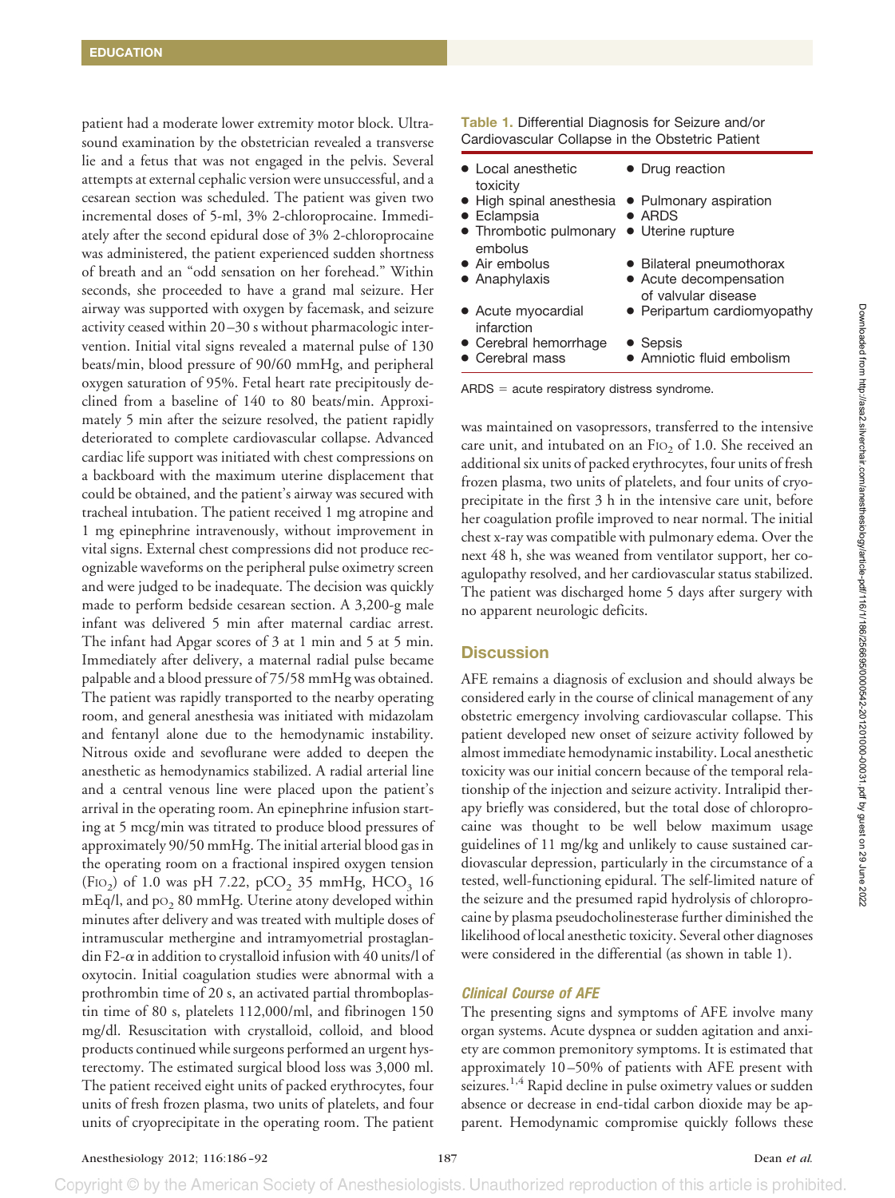patient had a moderate lower extremity motor block. Ultrasound examination by the obstetrician revealed a transverse lie and a fetus that was not engaged in the pelvis. Several attempts at external cephalic version were unsuccessful, and a cesarean section was scheduled. The patient was given two incremental doses of 5-ml, 3% 2-chloroprocaine. Immediately after the second epidural dose of 3% 2-chloroprocaine was administered, the patient experienced sudden shortness of breath and an "odd sensation on her forehead." Within seconds, she proceeded to have a grand mal seizure. Her airway was supported with oxygen by facemask, and seizure activity ceased within 20–30 s without pharmacologic intervention. Initial vital signs revealed a maternal pulse of 130 beats/min, blood pressure of 90/60 mmHg, and peripheral oxygen saturation of 95%. Fetal heart rate precipitously declined from a baseline of 140 to 80 beats/min. Approximately 5 min after the seizure resolved, the patient rapidly deteriorated to complete cardiovascular collapse. Advanced cardiac life support was initiated with chest compressions on a backboard with the maximum uterine displacement that could be obtained, and the patient's airway was secured with tracheal intubation. The patient received 1 mg atropine and 1 mg epinephrine intravenously, without improvement in vital signs. External chest compressions did not produce recognizable waveforms on the peripheral pulse oximetry screen and were judged to be inadequate. The decision was quickly made to perform bedside cesarean section. A 3,200-g male infant was delivered 5 min after maternal cardiac arrest. The infant had Apgar scores of 3 at 1 min and 5 at 5 min. Immediately after delivery, a maternal radial pulse became palpable and a blood pressure of 75/58 mmHg was obtained. The patient was rapidly transported to the nearby operating room, and general anesthesia was initiated with midazolam and fentanyl alone due to the hemodynamic instability. Nitrous oxide and sevoflurane were added to deepen the anesthetic as hemodynamics stabilized. A radial arterial line and a central venous line were placed upon the patient's arrival in the operating room. An epinephrine infusion starting at 5 mcg/min was titrated to produce blood pressures of approximately 90/50 mmHg. The initial arterial blood gas in the operating room on a fractional inspired oxygen tension ($FIO_2$) of 1.0 was pH 7.22, $pCO_2$ 35 mmHg, $HCO_3$ 16 mEq/l, and $pO_2$ 80 mmHg. Uterine atony developed within minutes after delivery and was treated with multiple doses of intramuscular methergine and intramyometrial prostaglandin F2-$\alpha$ in addition to crystalloid infusion with 40 units/l of oxytocin. Initial coagulation studies were abnormal with a prothrombin time of 20 s, an activated partial thromboplastin time of 80 s, platelets 112,000/ml, and fibrinogen 150 mg/dl. Resuscitation with crystalloid, colloid, and blood products continued while surgeons performed an urgent hysterectomy. The estimated surgical blood loss was 3,000 ml. The patient received eight units of packed erythrocytes, four units of fresh frozen plasma, two units of platelets, and four units of cryoprecipitate in the operating room. The patient was maintained on vasopressors, transferred to the intensive care unit, and intubated on an $FIO_2$ of 1.0. She received an additional six units of packed erythrocytes, four units of fresh frozen plasma, two units of platelets, and four units of cryoprecipitate in the first 3 h in the intensive care unit, before her coagulation profile improved to near normal. The initial chest x-ray was compatible with pulmonary edema. Over the next 48 h, she was weaned from ventilator support, her coagulopathy resolved, and her cardiovascular status stabilized. The patient was discharged home 5 days after surgery with no apparent neurologic deficits.

**Table 1.** Differential Diagnosis for Seizure and/or Cardiovascular Collapse in the Obstetric Patient

| | |
|---|---|
| • Local anesthetic toxicity | • Drug reaction |
| • High spinal anesthesia | • Pulmonary aspiration |
| • Eclampsia | • ARDS |
| • Thrombotic pulmonary embolus | • Uterine rupture |
| • Air embolus | • Bilateral pneumothorax |
| • Anaphylaxis | • Acute decompensation of valvular disease |
| • Acute myocardial infarction | • Peripartum cardiomyopathy |
| • Cerebral hemorrhage | • Sepsis |
| • Cerebral mass | • Amniotic fluid embolism |

ARDS = acute respiratory distress syndrome.

## Discussion

AFE remains a diagnosis of exclusion and should always be considered early in the course of clinical management of any obstetric emergency involving cardiovascular collapse. This patient developed new onset of seizure activity followed by almost immediate hemodynamic instability. Local anesthetic toxicity was our initial concern because of the temporal relationship of the injection and seizure activity. Intralipid therapy briefly was considered, but the total dose of chloroprocaine was thought to be well below maximum usage guidelines of 11 mg/kg and unlikely to cause sustained cardiovascular depression, particularly in the circumstance of a tested, well-functioning epidural. The self-limited nature of the seizure and the presumed rapid hydrolysis of chloroprocaine by plasma pseudocholinesterase further diminished the likelihood of local anesthetic toxicity. Several other diagnoses were considered in the differential (as shown in table 1).

### *Clinical Course of AFE*

The presenting signs and symptoms of AFE involve many organ systems. Acute dyspnea or sudden agitation and anxiety are common premonitory symptoms. It is estimated that approximately 10–50% of patients with AFE present with seizures.[1,4] Rapid decline in pulse oximetry values or sudden absence or decrease in end-tidal carbon dioxide may be apparent. Hemodynamic compromise quickly follows these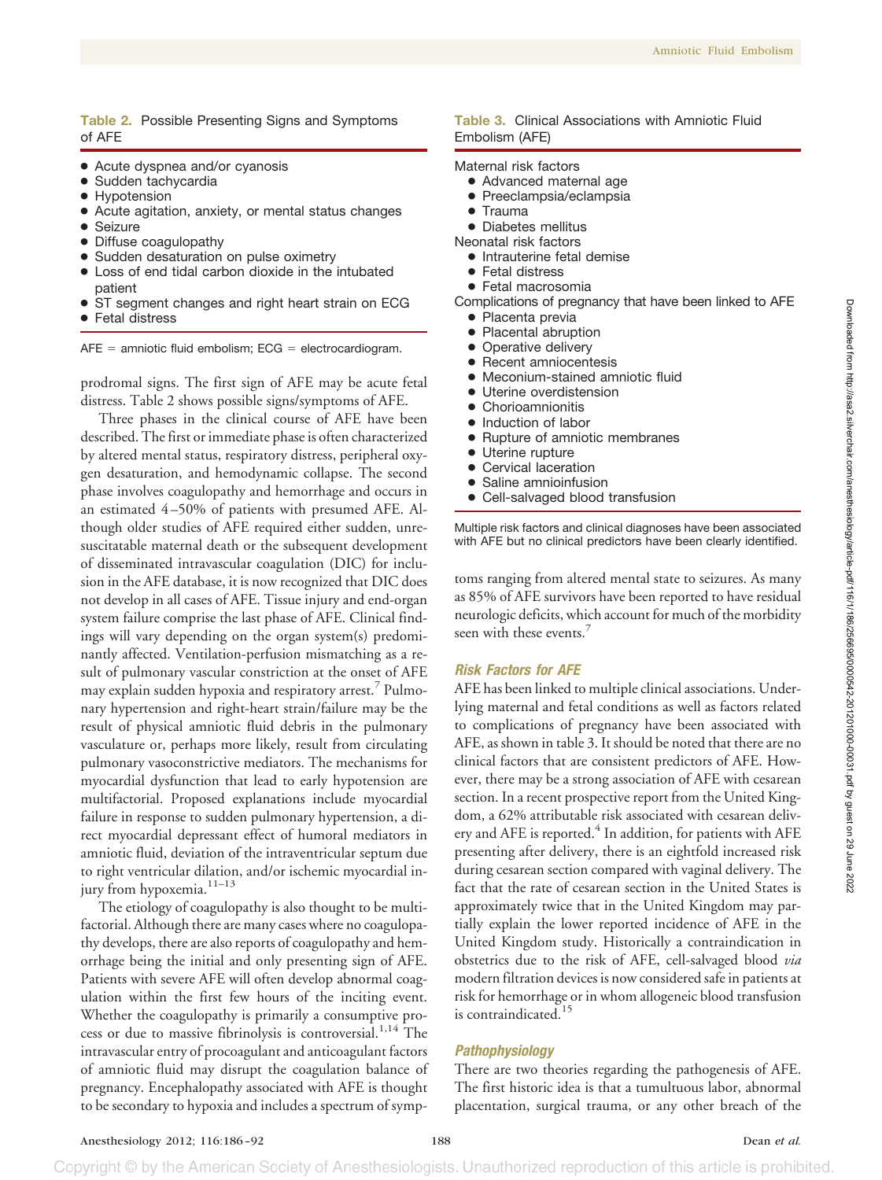**Table 2.** Possible Presenting Signs and Symptoms of AFE

- Acute dyspnea and/or cyanosis
- Sudden tachycardia
- Hypotension
- Acute agitation, anxiety, or mental status changes
- Seizure
- Diffuse coagulopathy
- Sudden desaturation on pulse oximetry
- Loss of end tidal carbon dioxide in the intubated patient
- ST segment changes and right heart strain on ECG
- Fetal distress

AFE = amniotic fluid embolism; ECG = electrocardiogram.

prodromal signs. The first sign of AFE may be acute fetal distress. Table 2 shows possible signs/symptoms of AFE.

Three phases in the clinical course of AFE have been described. The first or immediate phase is often characterized by altered mental status, respiratory distress, peripheral oxygen desaturation, and hemodynamic collapse. The second phase involves coagulopathy and hemorrhage and occurs in an estimated 4–50% of patients with presumed AFE. Although older studies of AFE required either sudden, unresuscitatable maternal death or the subsequent development of disseminated intravascular coagulation (DIC) for inclusion in the AFE database, it is now recognized that DIC does not develop in all cases of AFE. Tissue injury and end-organ system failure comprise the last phase of AFE. Clinical findings will vary depending on the organ system(s) predominantly affected. Ventilation-perfusion mismatching as a result of pulmonary vascular constriction at the onset of AFE may explain sudden hypoxia and respiratory arrest.[7] Pulmonary hypertension and right-heart strain/failure may be the result of physical amniotic fluid debris in the pulmonary vasculature or, perhaps more likely, result from circulating pulmonary vasoconstrictive mediators. The mechanisms for myocardial dysfunction that lead to early hypotension are multifactorial. Proposed explanations include myocardial failure in response to sudden pulmonary hypertension, a direct myocardial depressant effect of humoral mediators in amniotic fluid, deviation of the intraventricular septum due to right ventricular dilation, and/or ischemic myocardial injury from hypoxemia.[11–13]

The etiology of coagulopathy is also thought to be multifactorial. Although there are many cases where no coagulopathy develops, there are also reports of coagulopathy and hemorrhage being the initial and only presenting sign of AFE. Patients with severe AFE will often develop abnormal coagulation within the first few hours of the inciting event. Whether the coagulopathy is primarily a consumptive process or due to massive fibrinolysis is controversial.[1,14] The intravascular entry of procoagulant and anticoagulant factors of amniotic fluid may disrupt the coagulation balance of pregnancy. Encephalopathy associated with AFE is thought to be secondary to hypoxia and includes a spectrum of symptoms ranging from altered mental state to seizures. As many as 85% of AFE survivors have been reported to have residual neurologic deficits, which account for much of the morbidity seen with these events.[7]

**Table 3.** Clinical Associations with Amniotic Fluid Embolism (AFE)

Maternal risk factors
- Advanced maternal age
- Preeclampsia/eclampsia
- Trauma
- Diabetes mellitus

Neonatal risk factors
- Intrauterine fetal demise
- Fetal distress
- Fetal macrosomia

Complications of pregnancy that have been linked to AFE
- Placenta previa
- Placental abruption
- Operative delivery
- Recent amniocentesis
- Meconium-stained amniotic fluid
- Uterine overdistension
- Chorioamnionitis
- Induction of labor
- Rupture of amniotic membranes
- Uterine rupture
- Cervical laceration
- Saline amnioinfusion
- Cell-salvaged blood transfusion

Multiple risk factors and clinical diagnoses have been associated with AFE but no clinical predictors have been clearly identified.

### *Risk Factors for AFE*

AFE has been linked to multiple clinical associations. Underlying maternal and fetal conditions as well as factors related to complications of pregnancy have been associated with AFE, as shown in table 3. It should be noted that there are no clinical factors that are consistent predictors of AFE. However, there may be a strong association of AFE with cesarean section. In a recent prospective report from the United Kingdom, a 62% attributable risk associated with cesarean delivery and AFE is reported.[4] In addition, for patients with AFE presenting after delivery, there is an eightfold increased risk during cesarean section compared with vaginal delivery. The fact that the rate of cesarean section in the United States is approximately twice that in the United Kingdom may partially explain the lower reported incidence of AFE in the United Kingdom study. Historically a contraindication in obstetrics due to the risk of AFE, cell-salvaged blood *via* modern filtration devices is now considered safe in patients at risk for hemorrhage or in whom allogeneic blood transfusion is contraindicated.[15]

### *Pathophysiology*

There are two theories regarding the pathogenesis of AFE. The first historic idea is that a tumultuous labor, abnormal placentation, surgical trauma, or any other breach of the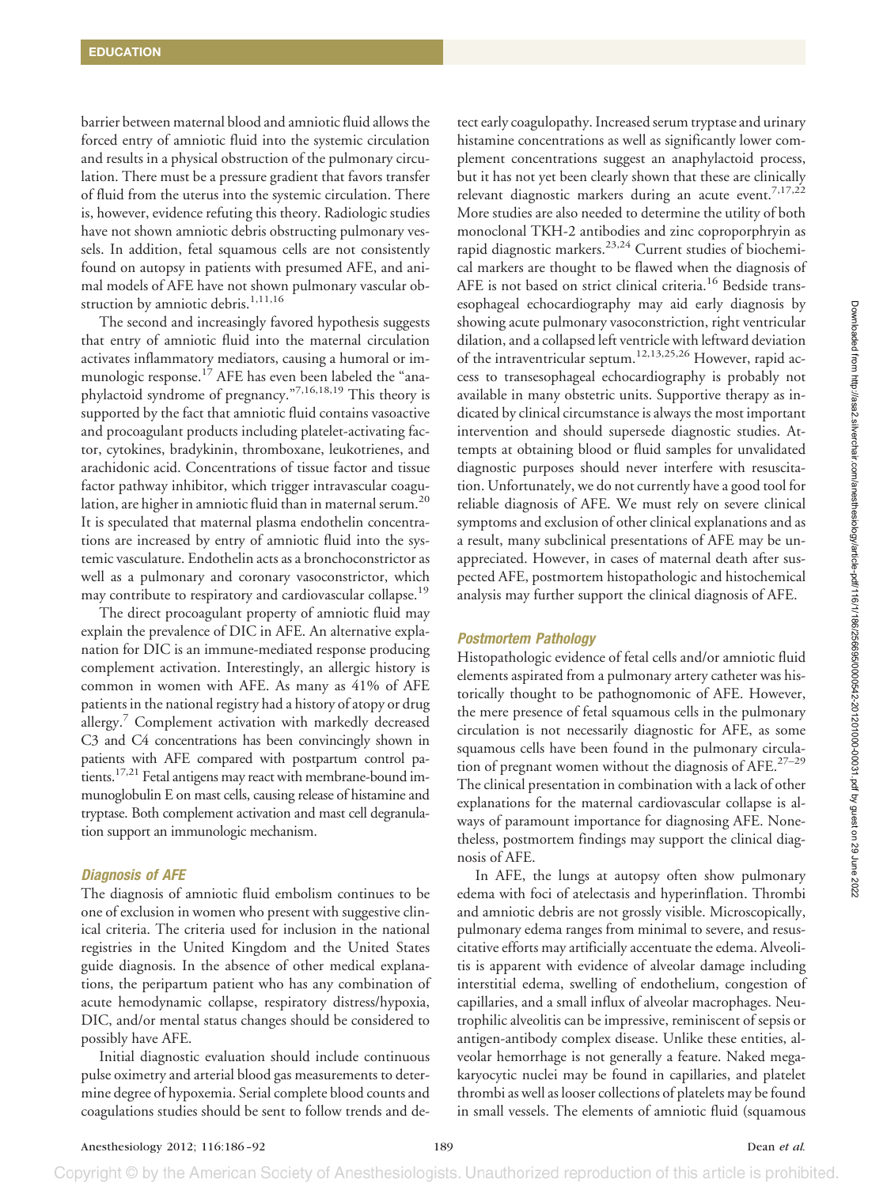barrier between maternal blood and amniotic fluid allows the forced entry of amniotic fluid into the systemic circulation and results in a physical obstruction of the pulmonary circulation. There must be a pressure gradient that favors transfer of fluid from the uterus into the systemic circulation. There is, however, evidence refuting this theory. Radiologic studies have not shown amniotic debris obstructing pulmonary vessels. In addition, fetal squamous cells are not consistently found on autopsy in patients with presumed AFE, and animal models of AFE have not shown pulmonary vascular obstruction by amniotic debris.[1,11,16]

The second and increasingly favored hypothesis suggests that entry of amniotic fluid into the maternal circulation activates inflammatory mediators, causing a humoral or immunologic response.[17] AFE has even been labeled the "anaphylactoid syndrome of pregnancy."[7,16,18,19] This theory is supported by the fact that amniotic fluid contains vasoactive and procoagulant products including platelet-activating factor, cytokines, bradykinin, thromboxane, leukotrienes, and arachidonic acid. Concentrations of tissue factor and tissue factor pathway inhibitor, which trigger intravascular coagulation, are higher in amniotic fluid than in maternal serum.[20] It is speculated that maternal plasma endothelin concentrations are increased by entry of amniotic fluid into the systemic vasculature. Endothelin acts as a bronchoconstrictor as well as a pulmonary and coronary vasoconstrictor, which may contribute to respiratory and cardiovascular collapse.[19]

The direct procoagulant property of amniotic fluid may explain the prevalence of DIC in AFE. An alternative explanation for DIC is an immune-mediated response producing complement activation. Interestingly, an allergic history is common in women with AFE. As many as 41% of AFE patients in the national registry had a history of atopy or drug allergy.[7] Complement activation with markedly decreased C3 and C4 concentrations has been convincingly shown in patients with AFE compared with postpartum control patients.[17,21] Fetal antigens may react with membrane-bound immunoglobulin E on mast cells, causing release of histamine and tryptase. Both complement activation and mast cell degranulation support an immunologic mechanism.

### *Diagnosis of AFE*

The diagnosis of amniotic fluid embolism continues to be one of exclusion in women who present with suggestive clinical criteria. The criteria used for inclusion in the national registries in the United Kingdom and the United States guide diagnosis. In the absence of other medical explanations, the peripartum patient who has any combination of acute hemodynamic collapse, respiratory distress/hypoxia, DIC, and/or mental status changes should be considered to possibly have AFE.

Initial diagnostic evaluation should include continuous pulse oximetry and arterial blood gas measurements to determine degree of hypoxemia. Serial complete blood counts and coagulations studies should be sent to follow trends and detect early coagulopathy. Increased serum tryptase and urinary histamine concentrations as well as significantly lower complement concentrations suggest an anaphylactoid process, but it has not yet been clearly shown that these are clinically relevant diagnostic markers during an acute event.[7,17,22] More studies are also needed to determine the utility of both monoclonal TKH-2 antibodies and zinc coproporphryin as rapid diagnostic markers.[23,24] Current studies of biochemical markers are thought to be flawed when the diagnosis of AFE is not based on strict clinical criteria.[16] Bedside transesophageal echocardiography may aid early diagnosis by showing acute pulmonary vasoconstriction, right ventricular dilation, and a collapsed left ventricle with leftward deviation of the intraventricular septum.[12,13,25,26] However, rapid access to transesophageal echocardiography is probably not available in many obstetric units. Supportive therapy as indicated by clinical circumstance is always the most important intervention and should supersede diagnostic studies. Attempts at obtaining blood or fluid samples for unvalidated diagnostic purposes should never interfere with resuscitation. Unfortunately, we do not currently have a good tool for reliable diagnosis of AFE. We must rely on severe clinical symptoms and exclusion of other clinical explanations and as a result, many subclinical presentations of AFE may be unappreciated. However, in cases of maternal death after suspected AFE, postmortem histopathologic and histochemical analysis may further support the clinical diagnosis of AFE.

### *Postmortem Pathology*

Histopathologic evidence of fetal cells and/or amniotic fluid elements aspirated from a pulmonary artery catheter was historically thought to be pathognomonic of AFE. However, the mere presence of fetal squamous cells in the pulmonary circulation is not necessarily diagnostic for AFE, as some squamous cells have been found in the pulmonary circulation of pregnant women without the diagnosis of AFE.[27–29] The clinical presentation in combination with a lack of other explanations for the maternal cardiovascular collapse is always of paramount importance for diagnosing AFE. Nonetheless, postmortem findings may support the clinical diagnosis of AFE.

In AFE, the lungs at autopsy often show pulmonary edema with foci of atelectasis and hyperinflation. Thrombi and amniotic debris are not grossly visible. Microscopically, pulmonary edema ranges from minimal to severe, and resuscitative efforts may artificially accentuate the edema. Alveolitis is apparent with evidence of alveolar damage including interstitial edema, swelling of endothelium, congestion of capillaries, and a small influx of alveolar macrophages. Neutrophilic alveolitis can be impressive, reminiscent of sepsis or antigen-antibody complex disease. Unlike these entities, alveolar hemorrhage is not generally a feature. Naked megakaryocytic nuclei may be found in capillaries, and platelet thrombi as well as looser collections of platelets may be found in small vessels. The elements of amniotic fluid (squamous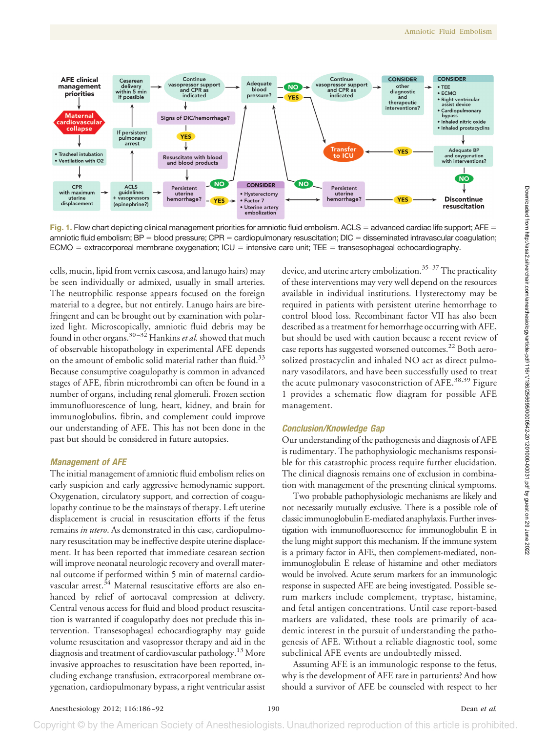Fig. 1. Flow chart depicting clinical management priorities for amniotic fluid embolism. ACLS = advanced cardiac life support; AFE = amniotic fluid embolism; BP = blood pressure; CPR = cardiopulmonary resuscitation; DIC = disseminated intravascular coagulation; ECMO = extracorporeal membrane oxygenation; ICU = intensive care unit; TEE = transesophageal echocardiography.

cells, mucin, lipid from vernix caseosa, and lanugo hairs) may be seen individually or admixed, usually in small arteries. The neutrophilic response appears focused on the foreign material to a degree, but not entirely. Lanugo hairs are birefringent and can be brought out by examination with polarized light. Microscopically, amniotic fluid debris may be found in other organs.[30–32] Hankins *et al.* showed that much of observable histopathology in experimental AFE depends on the amount of embolic solid material rather than fluid.[33] Because consumptive coagulopathy is common in advanced stages of AFE, fibrin microthrombi can often be found in a number of organs, including renal glomeruli. Frozen section immunofluorescence of lung, heart, kidney, and brain for immunoglobulins, fibrin, and complement could improve our understanding of AFE. This has not been done in the past but should be considered in future autopsies.

## Management of AFE

The initial management of amniotic fluid embolism relies on early suspicion and early aggressive hemodynamic support. Oxygenation, circulatory support, and correction of coagulopathy continue to be the mainstays of therapy. Left uterine displacement is crucial in resuscitation efforts if the fetus remains *in utero*. As demonstrated in this case, cardiopulmonary resuscitation may be ineffective despite uterine displacement. It has been reported that immediate cesarean section will improve neonatal neurologic recovery and overall maternal outcome if performed within 5 min of maternal cardiovascular arrest.[34] Maternal resuscitative efforts are also enhanced by relief of aortocaval compression at delivery. Central venous access for fluid and blood product resuscitation is warranted if coagulopathy does not preclude this intervention. Transesophageal echocardiography may guide volume resuscitation and vasopressor therapy and aid in the diagnosis and treatment of cardiovascular pathology.[13] More invasive approaches to resuscitation have been reported, including exchange transfusion, extracorporeal membrane oxygenation, cardiopulmonary bypass, a right ventricular assist device, and uterine artery embolization.[35–37] The practicality of these interventions may very well depend on the resources available in individual institutions. Hysterectomy may be required in patients with persistent uterine hemorrhage to control blood loss. Recombinant factor VII has also been described as a treatment for hemorrhage occurring with AFE, but should be used with caution because a recent review of case reports has suggested worsened outcomes.[22] Both aerosolized prostacyclin and inhaled NO act as direct pulmonary vasodilators, and have been successfully used to treat the acute pulmonary vasoconstriction of AFE.[38,39] Figure 1 provides a schematic flow diagram for possible AFE management.

## Conclusion/Knowledge Gap

Our understanding of the pathogenesis and diagnosis of AFE is rudimentary. The pathophysiologic mechanisms responsible for this catastrophic process require further elucidation. The clinical diagnosis remains one of exclusion in combination with management of the presenting clinical symptoms.

Two probable pathophysiologic mechanisms are likely and not necessarily mutually exclusive. There is a possible role of classic immunoglobulin E-mediated anaphylaxis. Further investigation with immunofluorescence for immunoglobulin E in the lung might support this mechanism. If the immune system is a primary factor in AFE, then complement-mediated, non-immunoglobulin E release of histamine and other mediators would be involved. Acute serum markers for an immunologic response in suspected AFE are being investigated. Possible serum markers include complement, tryptase, histamine, and fetal antigen concentrations. Until case report-based markers are validated, these tools are primarily of academic interest in the pursuit of understanding the pathogenesis of AFE. Without a reliable diagnostic tool, some subclinical AFE events are undoubtedly missed.

Assuming AFE is an immunologic response to the fetus, why is the development of AFE rare in parturients? And how should a survivor of AFE be counseled with respect to her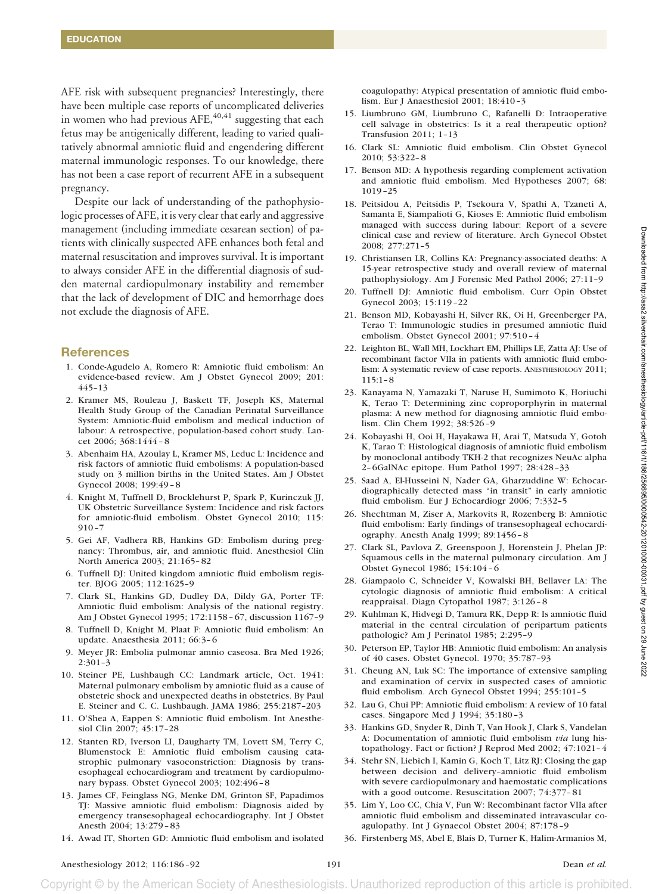AFE risk with subsequent pregnancies? Interestingly, there have been multiple case reports of uncomplicated deliveries in women who had previous AFE,[40,41] suggesting that each fetus may be antigenically different, leading to varied qualitatively abnormal amniotic fluid and engendering different maternal immunologic responses. To our knowledge, there has not been a case report of recurrent AFE in a subsequent pregnancy.

Despite our lack of understanding of the pathophysiologic processes of AFE, it is very clear that early and aggressive management (including immediate cesarean section) of patients with clinically suspected AFE enhances both fetal and maternal resuscitation and improves survival. It is important to always consider AFE in the differential diagnosis of sudden maternal cardiopulmonary instability and remember that the lack of development of DIC and hemorrhage does not exclude the diagnosis of AFE.

## References

1. Conde-Agudelo A, Romero R: Amniotic fluid embolism: An evidence-based review. Am J Obstet Gynecol 2009; 201: 445–13
2. Kramer MS, Rouleau J, Baskett TF, Joseph KS, Maternal Health Study Group of the Canadian Perinatal Surveillance System: Amniotic-fluid embolism and medical induction of labour: A retrospective, population-based cohort study. Lancet 2006; 368:1444–8
3. Abenhaim HA, Azoulay L, Kramer MS, Leduc L: Incidence and risk factors of amniotic fluid embolisms: A population-based study on 3 million births in the United States. Am J Obstet Gynecol 2008; 199:49–8
4. Knight M, Tuffnell D, Brocklehurst P, Spark P, Kurinczuk JJ, UK Obstetric Surveillance System: Incidence and risk factors for amniotic-fluid embolism. Obstet Gynecol 2010; 115: 910–7
5. Gei AF, Vadhera RB, Hankins GD: Embolism during pregnancy: Thrombus, air, and amniotic fluid. Anesthesiol Clin North America 2003; 21:165–82
6. Tuffnell DJ: United kingdom amniotic fluid embolism register. BJOG 2005; 112:1625–9
7. Clark SL, Hankins GD, Dudley DA, Dildy GA, Porter TF: Amniotic fluid embolism: Analysis of the national registry. Am J Obstet Gynecol 1995; 172:1158–67, discussion 1167–9
8. Tuffnell D, Knight M, Plaat F: Amniotic fluid embolism: An update. Anaesthesia 2011; 66:3–6
9. Meyer JR: Embolia pulmonar amnio caseosa. Bra Med 1926; 2:301–3
10. Steiner PE, Lushbaugh CC: Landmark article, Oct. 1941: Maternal pulmonary embolism by amniotic fluid as a cause of obstetric shock and unexpected deaths in obstetrics. By Paul E. Steiner and C. C. Lushbaugh. JAMA 1986; 255:2187–203
11. O'Shea A, Eappen S: Amniotic fluid embolism. Int Anesthesiol Clin 2007; 45:17–28
12. Stanten RD, Iverson LI, Daugharty TM, Lovett SM, Terry C, Blumenstock E: Amniotic fluid embolism causing catastrophic pulmonary vasoconstriction: Diagnosis by transesophageal echocardiogram and treatment by cardiopulmonary bypass. Obstet Gynecol 2003; 102:496–8
13. James CF, Feinglass NG, Menke DM, Grinton SF, Papadimos TJ: Massive amniotic fluid embolism: Diagnosis aided by emergency transesophageal echocardiography. Int J Obstet Anesth 2004; 13:279–83
14. Awad IT, Shorten GD: Amniotic fluid embolism and isolated coagulopathy: Atypical presentation of amniotic fluid embolism. Eur J Anaesthesiol 2001; 18:410–3
15. Liumbruno GM, Liumbruno C, Rafanelli D: Intraoperative cell salvage in obstetrics: Is it a real therapeutic option? Transfusion 2011; 1–13
16. Clark SL: Amniotic fluid embolism. Clin Obstet Gynecol 2010; 53:322–8
17. Benson MD: A hypothesis regarding complement activation and amniotic fluid embolism. Med Hypotheses 2007; 68: 1019–25
18. Peitsidou A, Peitsidis P, Tsekoura V, Spathi A, Tzaneti A, Samanta E, Siampalioti G, Kioses E: Amniotic fluid embolism managed with success during labour: Report of a severe clinical case and review of literature. Arch Gynecol Obstet 2008; 277:271–5
19. Christiansen LR, Collins KA: Pregnancy-associated deaths: A 15-year retrospective study and overall review of maternal pathophysiology. Am J Forensic Med Pathol 2006; 27:11–9
20. Tuffnell DJ: Amniotic fluid embolism. Curr Opin Obstet Gynecol 2003; 15:119–22
21. Benson MD, Kobayashi H, Silver RK, Oi H, Greenberger PA, Terao T: Immunologic studies in presumed amniotic fluid embolism. Obstet Gynecol 2001; 97:510–4
22. Leighton BL, Wall MH, Lockhart EM, Phillips LE, Zatta AJ: Use of recombinant factor VIIa in patients with amniotic fluid embolism: A systematic review of case reports. ANESTHESIOLOGY 2011; 115:1–8
23. Kanayama N, Yamazaki T, Naruse H, Sumimoto K, Horiuchi K, Terao T: Determining zinc coproporphyrin in maternal plasma: A new method for diagnosing amniotic fluid embolism. Clin Chem 1992; 38:526–9
24. Kobayashi H, Ooi H, Hayakawa H, Arai T, Matsuda Y, Gotoh K, Tarao T: Histological diagnosis of amniotic fluid embolism by monoclonal antibody TKH-2 that recognizes NeuAc alpha 2–6GalNAc epitope. Hum Pathol 1997; 28:428–33
25. Saad A, El-Husseini N, Nader GA, Gharzuddine W: Echocardiographically detected mass "in transit" in early amniotic fluid embolism. Eur J Echocardiogr 2006; 7:332–5
26. Shechtman M, Ziser A, Markovits R, Rozenberg B: Amniotic fluid embolism: Early findings of transesophageal echocardiography. Anesth Analg 1999; 89:1456–8
27. Clark SL, Pavlova Z, Greenspoon J, Horenstein J, Phelan JP: Squamous cells in the maternal pulmonary circulation. Am J Obstet Gynecol 1986; 154:104–6
28. Giampaolo C, Schneider V, Kowalski BH, Bellaver LA: The cytologic diagnosis of amniotic fluid embolism: A critical reappraisal. Diagn Cytopathol 1987; 3:126–8
29. Kuhlman K, Hidvegi D, Tamura RK, Depp R: Is amniotic fluid material in the central circulation of peripartum patients pathologic? Am J Perinatol 1985; 2:295–9
30. Peterson EP, Taylor HB: Amniotic fluid embolism: An analysis of 40 cases. Obstet Gynecol. 1970; 35:787–93
31. Cheung AN, Luk SC: The importance of extensive sampling and examination of cervix in suspected cases of amniotic fluid embolism. Arch Gynecol Obstet 1994; 255:101–5
32. Lau G, Chui PP: Amniotic fluid embolism: A review of 10 fatal cases. Singapore Med J 1994; 35:180–3
33. Hankins GD, Snyder R, Dinh T, Van Hook J, Clark S, Vandelan A: Documentation of amniotic fluid embolism *via* lung histopathology. Fact or fiction? J Reprod Med 2002; 47:1021–4
34. Stehr SN, Liebich I, Kamin G, Koch T, Litz RJ: Closing the gap between decision and delivery–amniotic fluid embolism with severe cardiopulmonary and haemostatic complications with a good outcome. Resuscitation 2007; 74:377–81
35. Lim Y, Loo CC, Chia V, Fun W: Recombinant factor VIIa after amniotic fluid embolism and disseminated intravascular coagulopathy. Int J Gynaecol Obstet 2004; 87:178–9
36. Firstenberg MS, Abel E, Blais D, Turner K, Halim-Armanios M,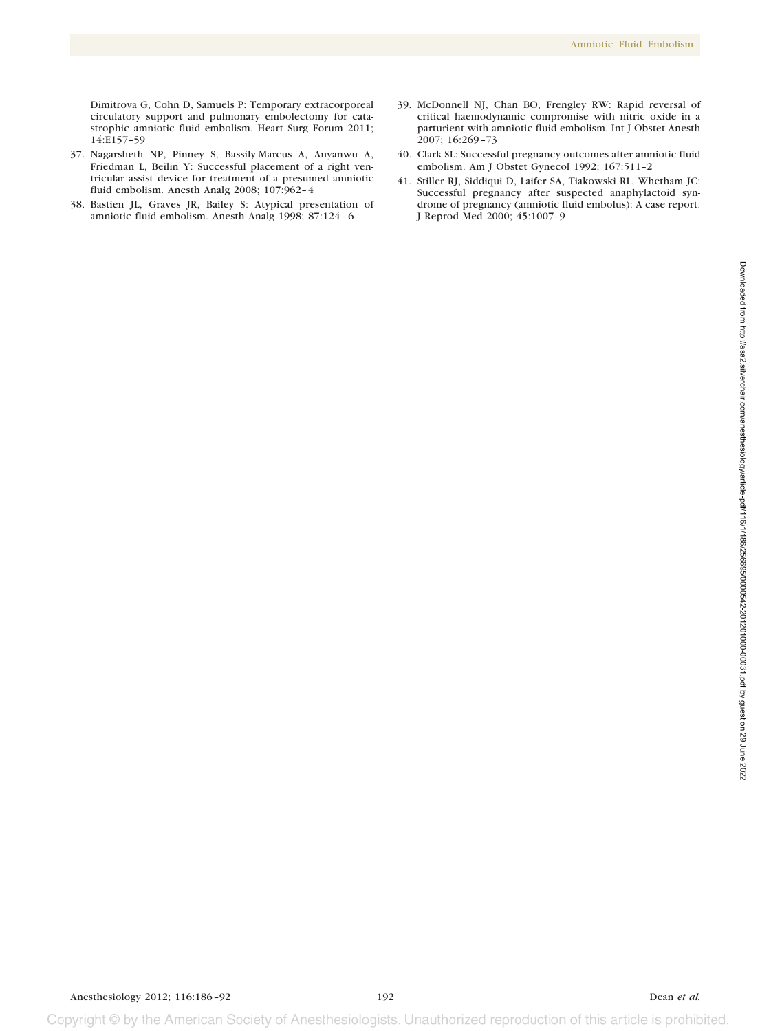Dimitrova G, Cohn D, Samuels P: Temporary extracorporeal circulatory support and pulmonary embolectomy for catastrophic amniotic fluid embolism. Heart Surg Forum 2011; 14:E157–59

37. Nagarsheth NP, Pinney S, Bassily-Marcus A, Anyanwu A, Friedman L, Beilin Y: Successful placement of a right ventricular assist device for treatment of a presumed amniotic fluid embolism. Anesth Analg 2008; 107:962–4
38. Bastien JL, Graves JR, Bailey S: Atypical presentation of amniotic fluid embolism. Anesth Analg 1998; 87:124–6
39. McDonnell NJ, Chan BO, Frengley RW: Rapid reversal of critical haemodynamic compromise with nitric oxide in a parturient with amniotic fluid embolism. Int J Obstet Anesth 2007; 16:269–73
40. Clark SL: Successful pregnancy outcomes after amniotic fluid embolism. Am J Obstet Gynecol 1992; 167:511–2
41. Stiller RJ, Siddiqui D, Laifer SA, Tiakowski RL, Whetham JC: Successful pregnancy after suspected anaphylactoid syndrome of pregnancy (amniotic fluid embolus): A case report. J Reprod Med 2000; 45:1007–9